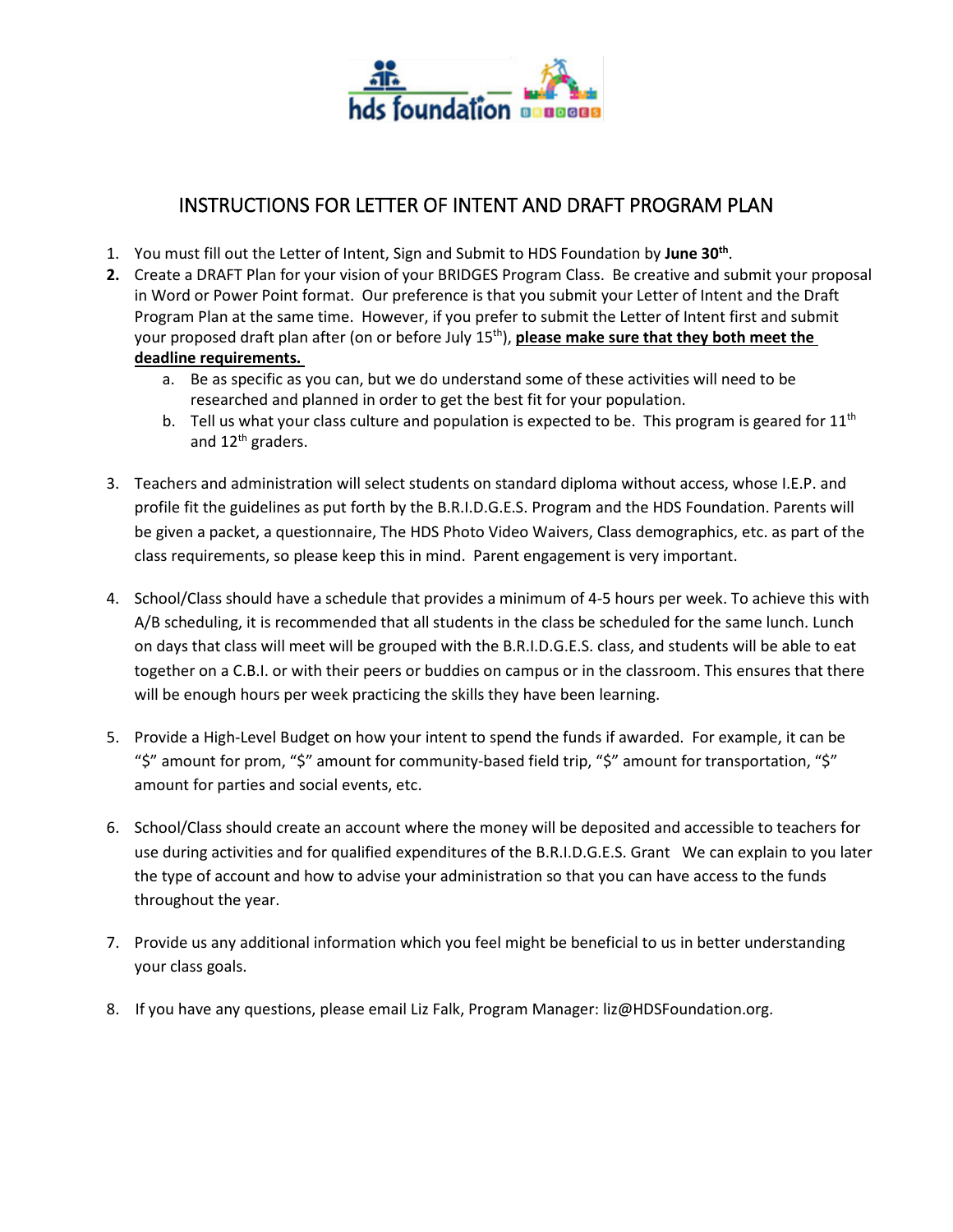# INSTRUCTIONS FOR LETTER OF INTENT AND DRAFT PROGRAM PLAN

1. You must fill out the Letter of Intent, Sign and Submit to HDS Foundation by **June 30th**.
2. Create a DRAFT Plan for your vision of your BRIDGES Program Class. Be creative and submit your proposal in Word or Power Point format. Our preference is that you submit your Letter of Intent and the Draft Program Plan at the same time. However, if you prefer to submit the Letter of Intent first and submit your proposed draft plan after (on or before July 15th), **please make sure that they both meet the deadline requirements.**
   a. Be as specific as you can, but we do understand some of these activities will need to be researched and planned in order to get the best fit for your population.
   b. Tell us what your class culture and population is expected to be. This program is geared for 11th and 12th graders.
3. Teachers and administration will select students on standard diploma without access, whose I.E.P. and profile fit the guidelines as put forth by the B.R.I.D.G.E.S. Program and the HDS Foundation. Parents will be given a packet, a questionnaire, The HDS Photo Video Waivers, Class demographics, etc. as part of the class requirements, so please keep this in mind. Parent engagement is very important.
4. School/Class should have a schedule that provides a minimum of 4-5 hours per week. To achieve this with A/B scheduling, it is recommended that all students in the class be scheduled for the same lunch. Lunch on days that class will meet will be grouped with the B.R.I.D.G.E.S. class, and students will be able to eat together on a C.B.I. or with their peers or buddies on campus or in the classroom. This ensures that there will be enough hours per week practicing the skills they have been learning.
5. Provide a High-Level Budget on how your intent to spend the funds if awarded. For example, it can be "$" amount for prom, "$" amount for community-based field trip, "$" amount for transportation, "$" amount for parties and social events, etc.
6. School/Class should create an account where the money will be deposited and accessible to teachers for use during activities and for qualified expenditures of the B.R.I.D.G.E.S. Grant We can explain to you later the type of account and how to advise your administration so that you can have access to the funds throughout the year.
7. Provide us any additional information which you feel might be beneficial to us in better understanding your class goals.
8. If you have any questions, please email Liz Falk, Program Manager: liz@HDSFoundation.org.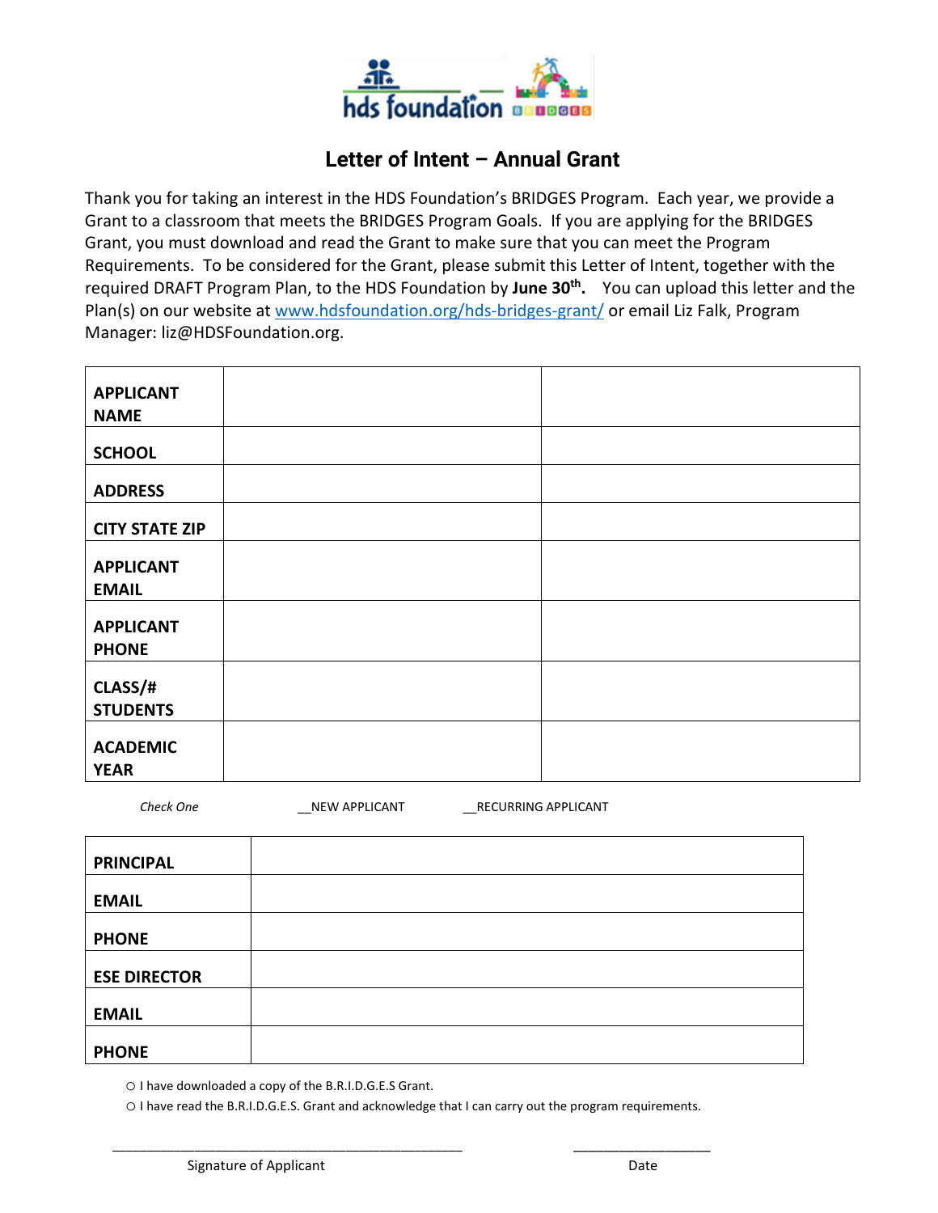hds foundation BRIDGES

## Letter of Intent – Annual Grant

Thank you for taking an interest in the HDS Foundation's BRIDGES Program. Each year, we provide a Grant to a classroom that meets the BRIDGES Program Goals. If you are applying for the BRIDGES Grant, you must download and read the Grant to make sure that you can meet the Program Requirements. To be considered for the Grant, please submit this Letter of Intent, together with the required DRAFT Program Plan, to the HDS Foundation by **June 30th.** You can upload this letter and the Plan(s) on our website at [www.hdsfoundation.org/hds-bridges-grant/](http://www.hdsfoundation.org/hds-bridges-grant/) or email Liz Falk, Program Manager: liz@HDSFoundation.org.

| | | |
|---|---|---|
| **APPLICANT NAME** | | |
| **SCHOOL** | | |
| **ADDRESS** | | |
| **CITY STATE ZIP** | | |
| **APPLICANT EMAIL** | | |
| **APPLICANT PHONE** | | |
| **CLASS/# STUDENTS** | | |
| **ACADEMIC YEAR** | | |

*Check One* __NEW APPLICANT __RECURRING APPLICANT

| | |
|---|---|
| **PRINCIPAL** | |
| **EMAIL** | |
| **PHONE** | |
| **ESE DIRECTOR** | |
| **EMAIL** | |
| **PHONE** | |

○ I have downloaded a copy of the B.R.I.D.G.E.S Grant.

○ I have read the B.R.I.D.G.E.S. Grant and acknowledge that I can carry out the program requirements.

_______________________________________________ ___________________

Signature of Applicant Date